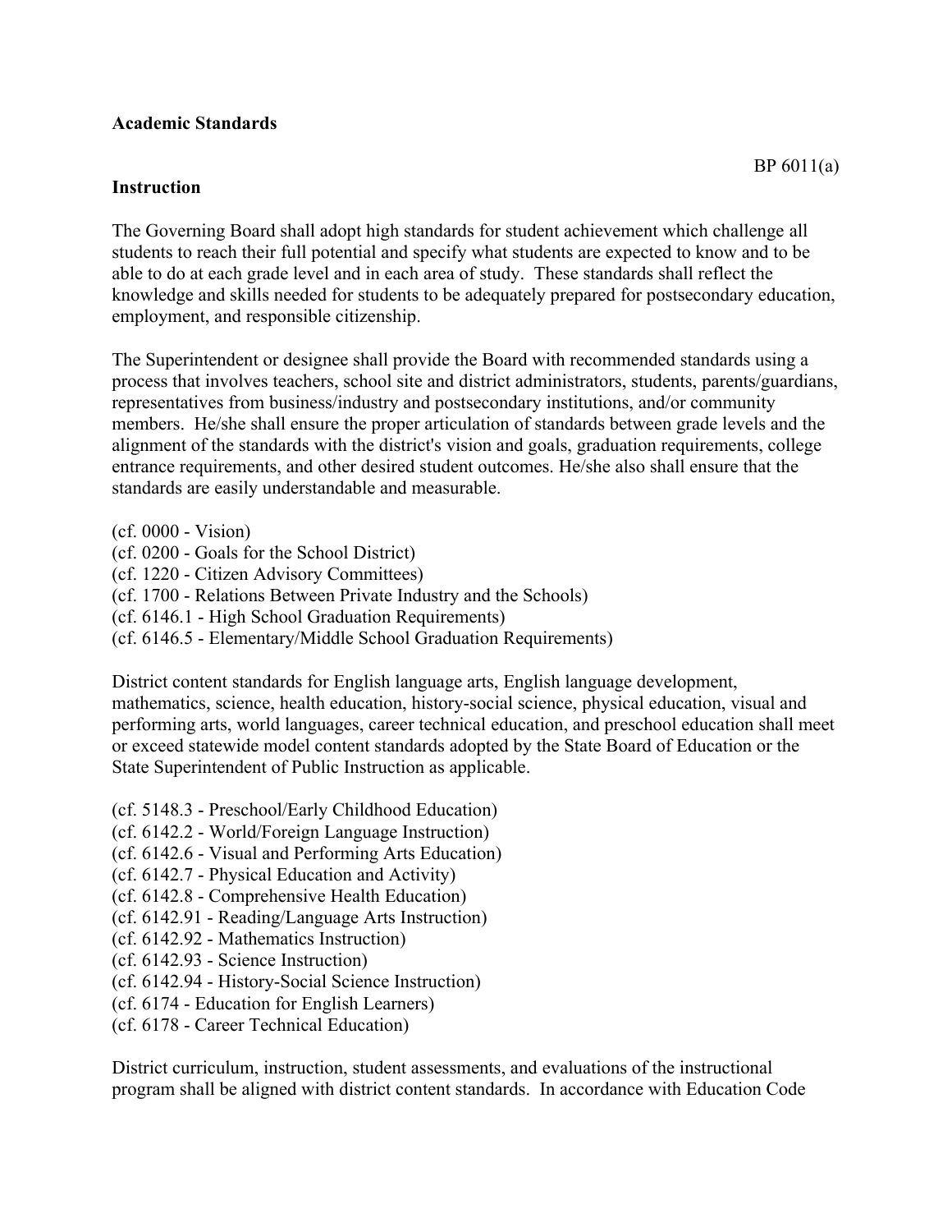**Academic Standards**

BP 6011(a)

**Instruction**

The Governing Board shall adopt high standards for student achievement which challenge all students to reach their full potential and specify what students are expected to know and to be able to do at each grade level and in each area of study. These standards shall reflect the knowledge and skills needed for students to be adequately prepared for postsecondary education, employment, and responsible citizenship.

The Superintendent or designee shall provide the Board with recommended standards using a process that involves teachers, school site and district administrators, students, parents/guardians, representatives from business/industry and postsecondary institutions, and/or community members. He/she shall ensure the proper articulation of standards between grade levels and the alignment of the standards with the district's vision and goals, graduation requirements, college entrance requirements, and other desired student outcomes. He/she also shall ensure that the standards are easily understandable and measurable.

(cf. 0000 - Vision)
(cf. 0200 - Goals for the School District)
(cf. 1220 - Citizen Advisory Committees)
(cf. 1700 - Relations Between Private Industry and the Schools)
(cf. 6146.1 - High School Graduation Requirements)
(cf. 6146.5 - Elementary/Middle School Graduation Requirements)

District content standards for English language arts, English language development, mathematics, science, health education, history-social science, physical education, visual and performing arts, world languages, career technical education, and preschool education shall meet or exceed statewide model content standards adopted by the State Board of Education or the State Superintendent of Public Instruction as applicable.

(cf. 5148.3 - Preschool/Early Childhood Education)
(cf. 6142.2 - World/Foreign Language Instruction)
(cf. 6142.6 - Visual and Performing Arts Education)
(cf. 6142.7 - Physical Education and Activity)
(cf. 6142.8 - Comprehensive Health Education)
(cf. 6142.91 - Reading/Language Arts Instruction)
(cf. 6142.92 - Mathematics Instruction)
(cf. 6142.93 - Science Instruction)
(cf. 6142.94 - History-Social Science Instruction)
(cf. 6174 - Education for English Learners)
(cf. 6178 - Career Technical Education)

District curriculum, instruction, student assessments, and evaluations of the instructional program shall be aligned with district content standards. In accordance with Education Code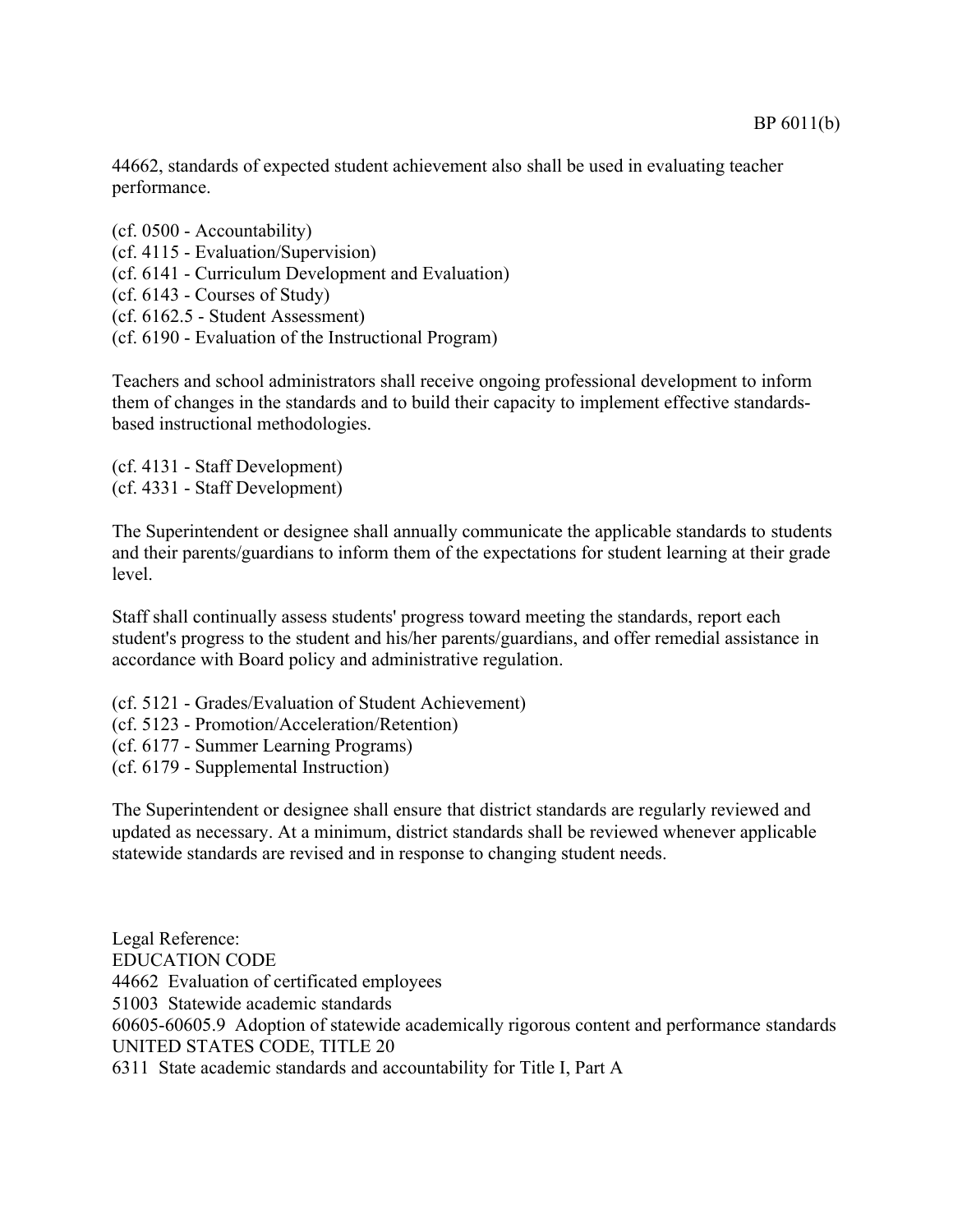44662, standards of expected student achievement also shall be used in evaluating teacher performance.

(cf. 0500 - Accountability)
(cf. 4115 - Evaluation/Supervision)
(cf. 6141 - Curriculum Development and Evaluation)
(cf. 6143 - Courses of Study)
(cf. 6162.5 - Student Assessment)
(cf. 6190 - Evaluation of the Instructional Program)

Teachers and school administrators shall receive ongoing professional development to inform them of changes in the standards and to build their capacity to implement effective standards-based instructional methodologies.

(cf. 4131 - Staff Development)
(cf. 4331 - Staff Development)

The Superintendent or designee shall annually communicate the applicable standards to students and their parents/guardians to inform them of the expectations for student learning at their grade level.

Staff shall continually assess students' progress toward meeting the standards, report each student's progress to the student and his/her parents/guardians, and offer remedial assistance in accordance with Board policy and administrative regulation.

(cf. 5121 - Grades/Evaluation of Student Achievement)
(cf. 5123 - Promotion/Acceleration/Retention)
(cf. 6177 - Summer Learning Programs)
(cf. 6179 - Supplemental Instruction)

The Superintendent or designee shall ensure that district standards are regularly reviewed and updated as necessary. At a minimum, district standards shall be reviewed whenever applicable statewide standards are revised and in response to changing student needs.

Legal Reference:
EDUCATION CODE
44662 Evaluation of certificated employees
51003 Statewide academic standards
60605-60605.9 Adoption of statewide academically rigorous content and performance standards
UNITED STATES CODE, TITLE 20
6311 State academic standards and accountability for Title I, Part A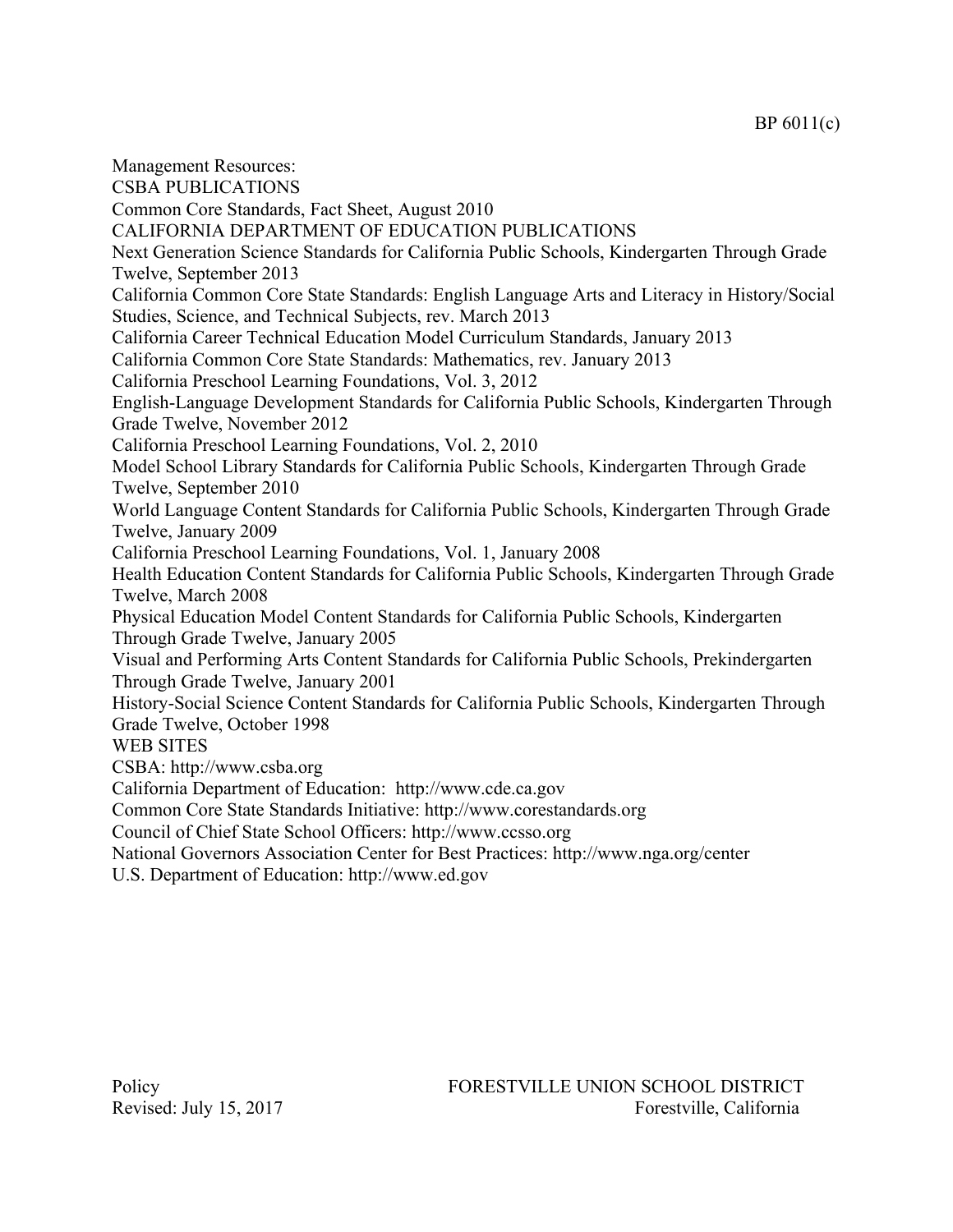Management Resources:

CSBA PUBLICATIONS

Common Core Standards, Fact Sheet, August 2010

CALIFORNIA DEPARTMENT OF EDUCATION PUBLICATIONS

Next Generation Science Standards for California Public Schools, Kindergarten Through Grade Twelve, September 2013

California Common Core State Standards: English Language Arts and Literacy in History/Social Studies, Science, and Technical Subjects, rev. March 2013

California Career Technical Education Model Curriculum Standards, January 2013

California Common Core State Standards: Mathematics, rev. January 2013

California Preschool Learning Foundations, Vol. 3, 2012

English-Language Development Standards for California Public Schools, Kindergarten Through Grade Twelve, November 2012

California Preschool Learning Foundations, Vol. 2, 2010

Model School Library Standards for California Public Schools, Kindergarten Through Grade Twelve, September 2010

World Language Content Standards for California Public Schools, Kindergarten Through Grade Twelve, January 2009

California Preschool Learning Foundations, Vol. 1, January 2008

Health Education Content Standards for California Public Schools, Kindergarten Through Grade Twelve, March 2008

Physical Education Model Content Standards for California Public Schools, Kindergarten Through Grade Twelve, January 2005

Visual and Performing Arts Content Standards for California Public Schools, Prekindergarten Through Grade Twelve, January 2001

History-Social Science Content Standards for California Public Schools, Kindergarten Through Grade Twelve, October 1998

WEB SITES

CSBA: http://www.csba.org

California Department of Education: http://www.cde.ca.gov

Common Core State Standards Initiative: http://www.corestandards.org

Council of Chief State School Officers: http://www.ccsso.org

National Governors Association Center for Best Practices: http://www.nga.org/center

U.S. Department of Education: http://www.ed.gov

Policy
Revised: July 15, 2017

FORESTVILLE UNION SCHOOL DISTRICT
Forestville, California